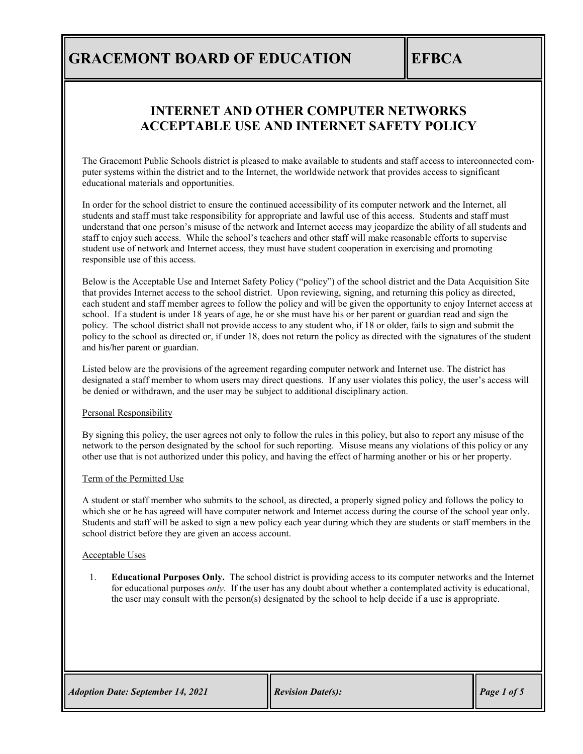# GRACEMONT BOARD OF EDUCATION

# EFBCA

## INTERNET AND OTHER COMPUTER NETWORKS ACCEPTABLE USE AND INTERNET SAFETY POLICY

The Gracemont Public Schools district is pleased to make available to students and staff access to interconnected computer systems within the district and to the Internet, the worldwide network that provides access to significant educational materials and opportunities.

In order for the school district to ensure the continued accessibility of its computer network and the Internet, all students and staff must take responsibility for appropriate and lawful use of this access. Students and staff must understand that one person's misuse of the network and Internet access may jeopardize the ability of all students and staff to enjoy such access. While the school's teachers and other staff will make reasonable efforts to supervise student use of network and Internet access, they must have student cooperation in exercising and promoting responsible use of this access.

Below is the Acceptable Use and Internet Safety Policy ("policy") of the school district and the Data Acquisition Site that provides Internet access to the school district. Upon reviewing, signing, and returning this policy as directed, each student and staff member agrees to follow the policy and will be given the opportunity to enjoy Internet access at school. If a student is under 18 years of age, he or she must have his or her parent or guardian read and sign the policy. The school district shall not provide access to any student who, if 18 or older, fails to sign and submit the policy to the school as directed or, if under 18, does not return the policy as directed with the signatures of the student and his/her parent or guardian.

Listed below are the provisions of the agreement regarding computer network and Internet use. The district has designated a staff member to whom users may direct questions. If any user violates this policy, the user's access will be denied or withdrawn, and the user may be subject to additional disciplinary action.

Personal Responsibility

By signing this policy, the user agrees not only to follow the rules in this policy, but also to report any misuse of the network to the person designated by the school for such reporting. Misuse means any violations of this policy or any other use that is not authorized under this policy, and having the effect of harming another or his or her property.

Term of the Permitted Use

A student or staff member who submits to the school, as directed, a properly signed policy and follows the policy to which she or he has agreed will have computer network and Internet access during the course of the school year only. Students and staff will be asked to sign a new policy each year during which they are students or staff members in the school district before they are given an access account.

Acceptable Uses

1. **Educational Purposes Only.** The school district is providing access to its computer networks and the Internet for educational purposes *only*. If the user has any doubt about whether a contemplated activity is educational, the user may consult with the person(s) designated by the school to help decide if a use is appropriate.

*Adoption Date: September 14, 2021* | *Revision Date(s):*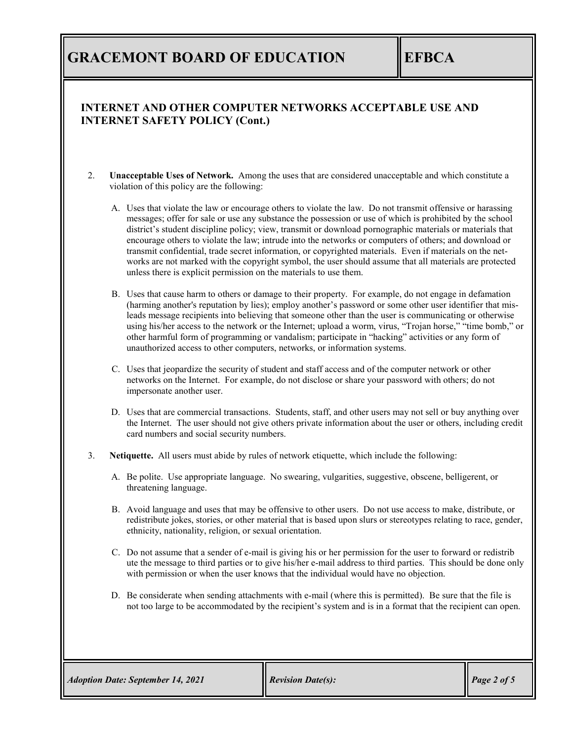## INTERNET AND OTHER COMPUTER NETWORKS ACCEPTABLE USE AND INTERNET SAFETY POLICY (Cont.)

2. **Unacceptable Uses of Network.** Among the uses that are considered unacceptable and which constitute a violation of this policy are the following:

   A. Uses that violate the law or encourage others to violate the law. Do not transmit offensive or harassing messages; offer for sale or use any substance the possession or use of which is prohibited by the school district's student discipline policy; view, transmit or download pornographic materials or materials that encourage others to violate the law; intrude into the networks or computers of others; and download or transmit confidential, trade secret information, or copyrighted materials. Even if materials on the networks are not marked with the copyright symbol, the user should assume that all materials are protected unless there is explicit permission on the materials to use them.

   B. Uses that cause harm to others or damage to their property. For example, do not engage in defamation (harming another's reputation by lies); employ another's password or some other user identifier that misleads message recipients into believing that someone other than the user is communicating or otherwise using his/her access to the network or the Internet; upload a worm, virus, "Trojan horse," "time bomb," or other harmful form of programming or vandalism; participate in "hacking" activities or any form of unauthorized access to other computers, networks, or information systems.

   C. Uses that jeopardize the security of student and staff access and of the computer network or other networks on the Internet. For example, do not disclose or share your password with others; do not impersonate another user.

   D. Uses that are commercial transactions. Students, staff, and other users may not sell or buy anything over the Internet. The user should not give others private information about the user or others, including credit card numbers and social security numbers.

3. **Netiquette.** All users must abide by rules of network etiquette, which include the following:

   A. Be polite. Use appropriate language. No swearing, vulgarities, suggestive, obscene, belligerent, or threatening language.

   B. Avoid language and uses that may be offensive to other users. Do not use access to make, distribute, or redistribute jokes, stories, or other material that is based upon slurs or stereotypes relating to race, gender, ethnicity, nationality, religion, or sexual orientation.

   C. Do not assume that a sender of e-mail is giving his or her permission for the user to forward or redistribute the message to third parties or to give his/her e-mail address to third parties. This should be done only with permission or when the user knows that the individual would have no objection.

   D. Be considerate when sending attachments with e-mail (where this is permitted). Be sure that the file is not too large to be accommodated by the recipient's system and is in a format that the recipient can open.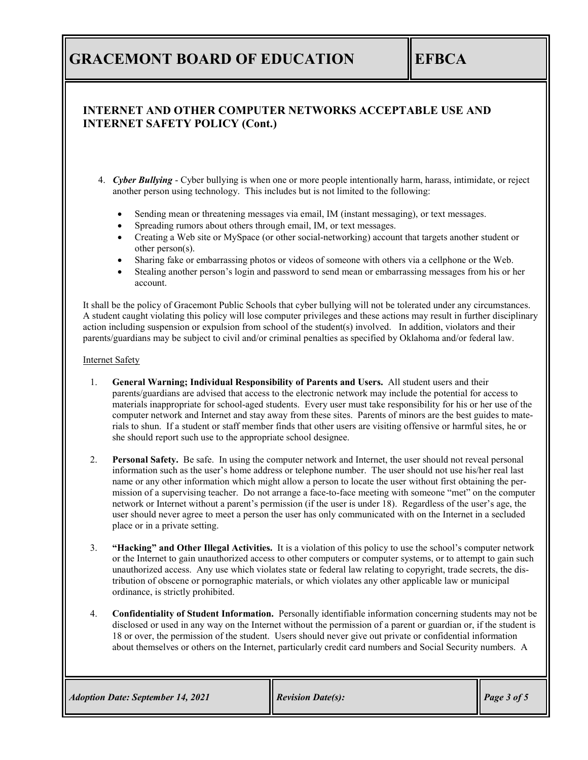## INTERNET AND OTHER COMPUTER NETWORKS ACCEPTABLE USE AND INTERNET SAFETY POLICY (Cont.)

4. ***Cyber Bullying*** - Cyber bullying is when one or more people intentionally harm, harass, intimidate, or reject another person using technology. This includes but is not limited to the following:

   - Sending mean or threatening messages via email, IM (instant messaging), or text messages.
   - Spreading rumors about others through email, IM, or text messages.
   - Creating a Web site or MySpace (or other social-networking) account that targets another student or other person(s).
   - Sharing fake or embarrassing photos or videos of someone with others via a cellphone or the Web.
   - Stealing another person's login and password to send mean or embarrassing messages from his or her account.

It shall be the policy of Gracemont Public Schools that cyber bullying will not be tolerated under any circumstances. A student caught violating this policy will lose computer privileges and these actions may result in further disciplinary action including suspension or expulsion from school of the student(s) involved. In addition, violators and their parents/guardians may be subject to civil and/or criminal penalties as specified by Oklahoma and/or federal law.

Internet Safety

1. **General Warning; Individual Responsibility of Parents and Users.** All student users and their parents/guardians are advised that access to the electronic network may include the potential for access to materials inappropriate for school-aged students. Every user must take responsibility for his or her use of the computer network and Internet and stay away from these sites. Parents of minors are the best guides to materials to shun. If a student or staff member finds that other users are visiting offensive or harmful sites, he or she should report such use to the appropriate school designee.

2. **Personal Safety.** Be safe. In using the computer network and Internet, the user should not reveal personal information such as the user's home address or telephone number. The user should not use his/her real last name or any other information which might allow a person to locate the user without first obtaining the permission of a supervising teacher. Do not arrange a face-to-face meeting with someone "met" on the computer network or Internet without a parent's permission (if the user is under 18). Regardless of the user's age, the user should never agree to meet a person the user has only communicated with on the Internet in a secluded place or in a private setting.

3. **"Hacking" and Other Illegal Activities.** It is a violation of this policy to use the school's computer network or the Internet to gain unauthorized access to other computers or computer systems, or to attempt to gain such unauthorized access. Any use which violates state or federal law relating to copyright, trade secrets, the distribution of obscene or pornographic materials, or which violates any other applicable law or municipal ordinance, is strictly prohibited.

4. **Confidentiality of Student Information.** Personally identifiable information concerning students may not be disclosed or used in any way on the Internet without the permission of a parent or guardian or, if the student is 18 or over, the permission of the student. Users should never give out private or confidential information about themselves or others on the Internet, particularly credit card numbers and Social Security numbers. A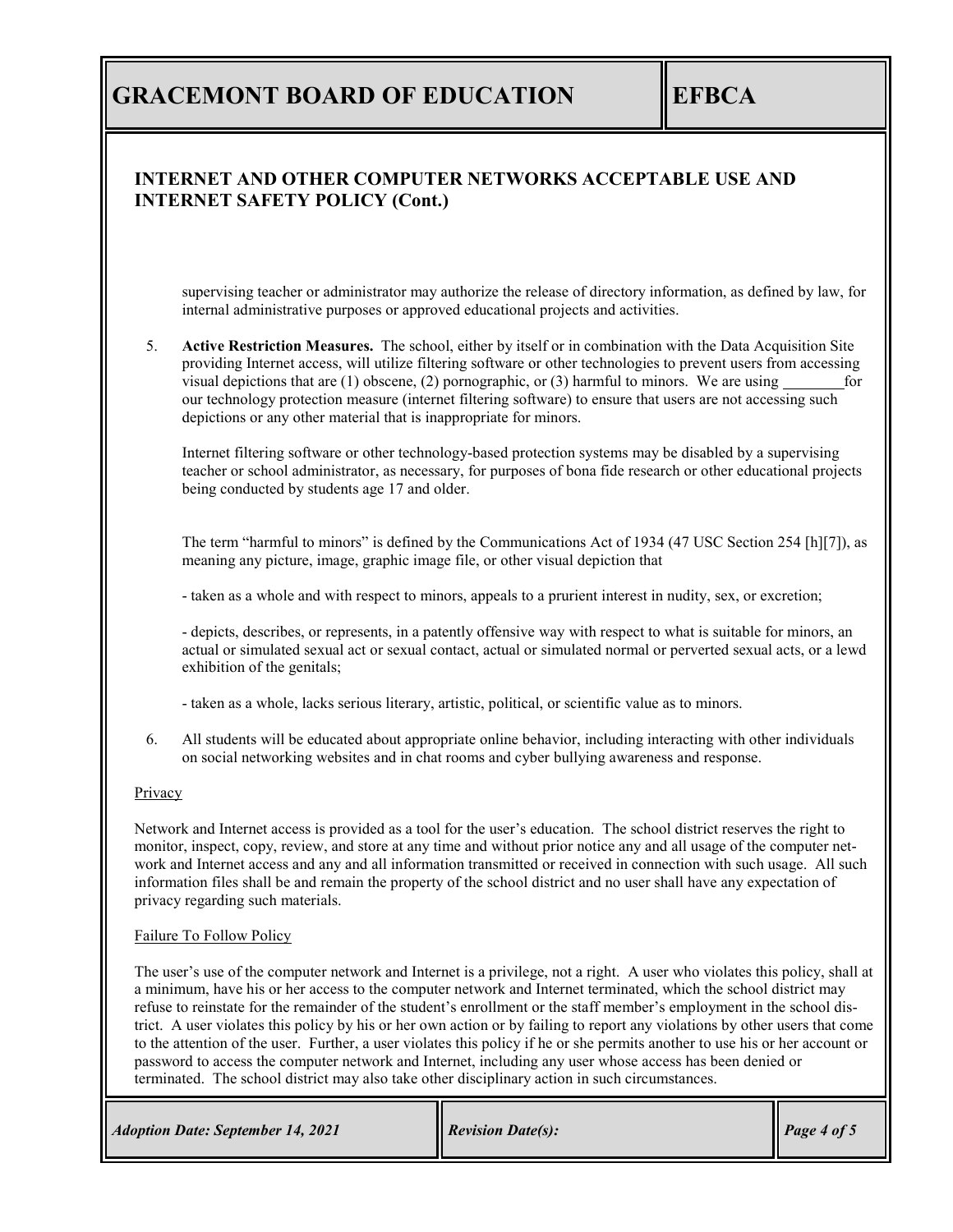supervising teacher or administrator may authorize the release of directory information, as defined by law, for internal administrative purposes or approved educational projects and activities.

5. **Active Restriction Measures.** The school, either by itself or in combination with the Data Acquisition Site providing Internet access, will utilize filtering software or other technologies to prevent users from accessing visual depictions that are (1) obscene, (2) pornographic, or (3) harmful to minors. We are using ________ for our technology protection measure (internet filtering software) to ensure that users are not accessing such depictions or any other material that is inappropriate for minors.

   Internet filtering software or other technology-based protection systems may be disabled by a supervising teacher or school administrator, as necessary, for purposes of bona fide research or other educational projects being conducted by students age 17 and older.

   The term "harmful to minors" is defined by the Communications Act of 1934 (47 USC Section 254 [h][7]), as meaning any picture, image, graphic image file, or other visual depiction that

   - taken as a whole and with respect to minors, appeals to a prurient interest in nudity, sex, or excretion;

   - depicts, describes, or represents, in a patently offensive way with respect to what is suitable for minors, an actual or simulated sexual act or sexual contact, actual or simulated normal or perverted sexual acts, or a lewd exhibition of the genitals;

   - taken as a whole, lacks serious literary, artistic, political, or scientific value as to minors.

6. All students will be educated about appropriate online behavior, including interacting with other individuals on social networking websites and in chat rooms and cyber bullying awareness and response.

Privacy

Network and Internet access is provided as a tool for the user's education. The school district reserves the right to monitor, inspect, copy, review, and store at any time and without prior notice any and all usage of the computer network and Internet access and any and all information transmitted or received in connection with such usage. All such information files shall be and remain the property of the school district and no user shall have any expectation of privacy regarding such materials.

Failure To Follow Policy

The user's use of the computer network and Internet is a privilege, not a right. A user who violates this policy, shall at a minimum, have his or her access to the computer network and Internet terminated, which the school district may refuse to reinstate for the remainder of the student's enrollment or the staff member's employment in the school district. A user violates this policy by his or her own action or by failing to report any violations by other users that come to the attention of the user. Further, a user violates this policy if he or she permits another to use his or her account or password to access the computer network and Internet, including any user whose access has been denied or terminated. The school district may also take other disciplinary action in such circumstances.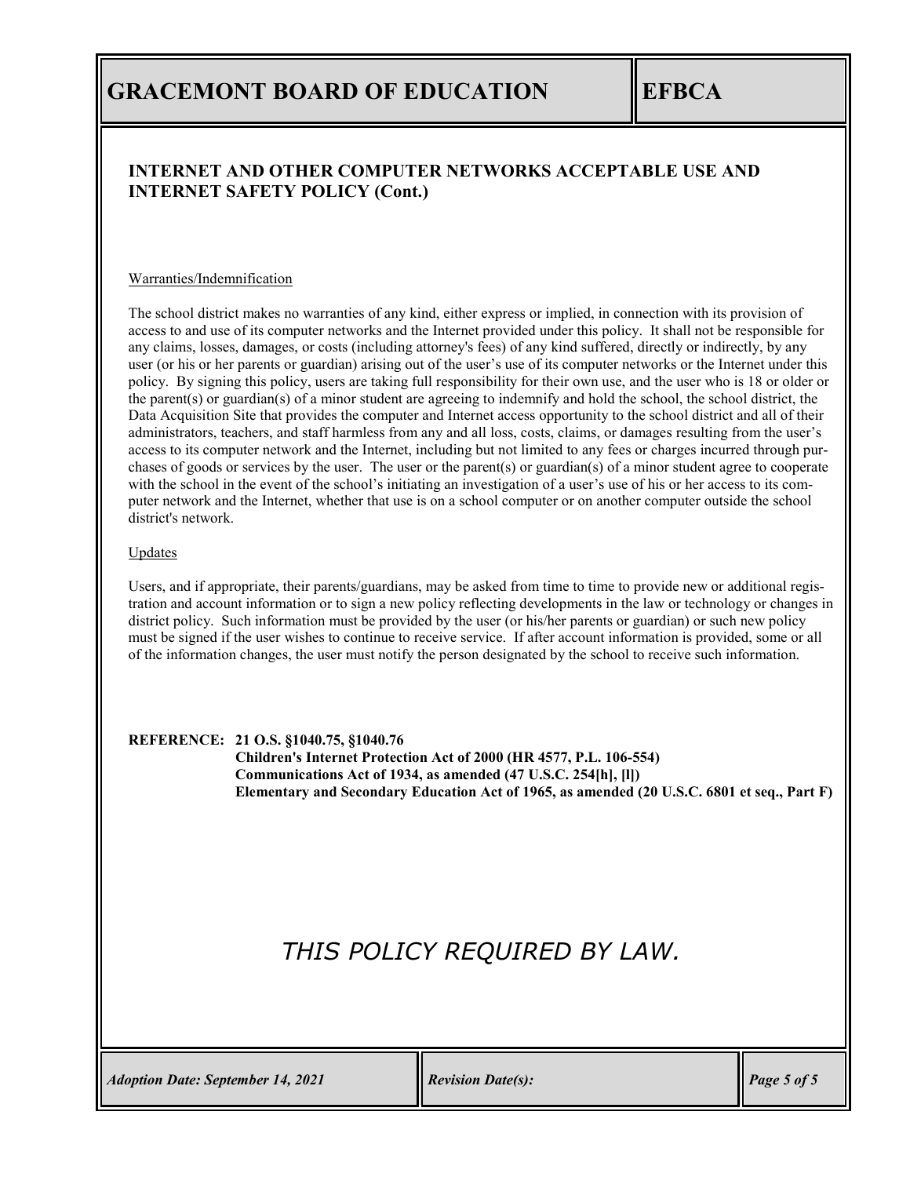## INTERNET AND OTHER COMPUTER NETWORKS ACCEPTABLE USE AND INTERNET SAFETY POLICY (Cont.)

Warranties/Indemnification

The school district makes no warranties of any kind, either express or implied, in connection with its provision of access to and use of its computer networks and the Internet provided under this policy. It shall not be responsible for any claims, losses, damages, or costs (including attorney's fees) of any kind suffered, directly or indirectly, by any user (or his or her parents or guardian) arising out of the user's use of its computer networks or the Internet under this policy. By signing this policy, users are taking full responsibility for their own use, and the user who is 18 or older or the parent(s) or guardian(s) of a minor student are agreeing to indemnify and hold the school, the school district, the Data Acquisition Site that provides the computer and Internet access opportunity to the school district and all of their administrators, teachers, and staff harmless from any and all loss, costs, claims, or damages resulting from the user's access to its computer network and the Internet, including but not limited to any fees or charges incurred through purchases of goods or services by the user. The user or the parent(s) or guardian(s) of a minor student agree to cooperate with the school in the event of the school's initiating an investigation of a user's use of his or her access to its computer network and the Internet, whether that use is on a school computer or on another computer outside the school district's network.

Updates

Users, and if appropriate, their parents/guardians, may be asked from time to time to provide new or additional registration and account information or to sign a new policy reflecting developments in the law or technology or changes in district policy. Such information must be provided by the user (or his/her parents or guardian) or such new policy must be signed if the user wishes to continue to receive service. If after account information is provided, some or all of the information changes, the user must notify the person designated by the school to receive such information.

**REFERENCE: 21 O.S. §1040.75, §1040.76**
**Children's Internet Protection Act of 2000 (HR 4577, P.L. 106-554)**
**Communications Act of 1934, as amended (47 U.S.C. 254[h], [l])**
**Elementary and Secondary Education Act of 1965, as amended (20 U.S.C. 6801 et seq., Part F)**

*THIS POLICY REQUIRED BY LAW.*

***Adoption Date: September 14, 2021*** | ***Revision Date(s):***